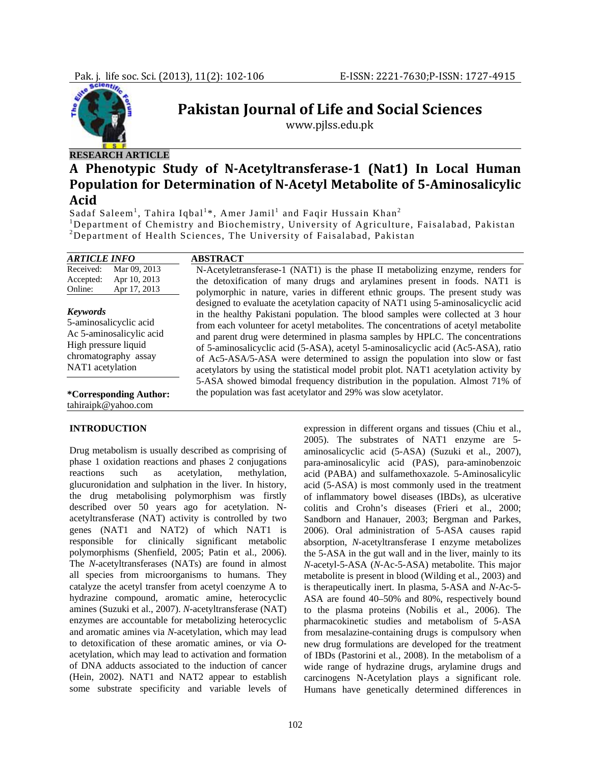RESEARCH ARTICLE

# A Phenotypic Study of N-Acetyltransferase-1 (Nat1) In Local Human Population for Determination of N-Acetyl Metabolite of 5-Aminosalicylic Acid

Sadaf Saleem[1], Tahira Iqbal[1]*, Amer Jamil[1] and Faqir Hussain Khan[2]

[1]Department of Chemistry and Biochemistry, University of Agriculture, Faisalabad, Pakistan

[2]Department of Health Sciences, The University of Faisalabad, Pakistan

| ARTICLE INFO | |
|---|---|
| Received: | Mar 09, 2013 |
| Accepted: | Apr 10, 2013 |
| Online: | Apr 17, 2013 |

***Keywords***

5-aminosalicyclic acid

Ac 5-aminosalicylic acid

High pressure liquid chromatography assay

NAT1 acetylation

**\*Corresponding Author:**

tahiraipk@yahoo.com

## ABSTRACT

N-Acetyletransferase-1 (NAT1) is the phase II metabolizing enzyme, renders for the detoxification of many drugs and arylamines present in foods. NAT1 is polymorphic in nature, varies in different ethnic groups. The present study was designed to evaluate the acetylation capacity of NAT1 using 5-aminosalicyclic acid in the healthy Pakistani population. The blood samples were collected at 3 hour from each volunteer for acetyl metabolites. The concentrations of acetyl metabolite and parent drug were determined in plasma samples by HPLC. The concentrations of 5-aminosalicyclic acid (5-ASA), acetyl 5-aminosalicyclic acid (Ac5-ASA), ratio of Ac5-ASA/5-ASA were determined to assign the population into slow or fast acetylators by using the statistical model probit plot. NAT1 acetylation activity by 5-ASA showed bimodal frequency distribution in the population. Almost 71% of the population was fast acetylator and 29% was slow acetylator.

## INTRODUCTION

Drug metabolism is usually described as comprising of phase 1 oxidation reactions and phases 2 conjugations reactions such as acetylation, methylation, glucuronidation and sulphation in the liver. In history, the drug metabolising polymorphism was firstly described over 50 years ago for acetylation. N-acetyltransferase (NAT) activity is controlled by two genes (NAT1 and NAT2) of which NAT1 is responsible for clinically significant metabolic polymorphisms (Shenfield, 2005; Patin et al., 2006). The *N*-acetyltransferases (NATs) are found in almost all species from microorganisms to humans. They catalyze the acetyl transfer from acetyl coenzyme A to hydrazine compound, aromatic amine, heterocyclic amines (Suzuki et al., 2007). *N*-acetyltransferase (NAT) enzymes are accountable for metabolizing heterocyclic and aromatic amines via *N*-acetylation, which may lead to detoxification of these aromatic amines, or via *O*-acetylation, which may lead to activation and formation of DNA adducts associated to the induction of cancer (Hein, 2002). NAT1 and NAT2 appear to establish some substrate specificity and variable levels of expression in different organs and tissues (Chiu et al., 2005). The substrates of NAT1 enzyme are 5-aminosalicyclic acid (5-ASA) (Suzuki et al., 2007), para-aminosalicylic acid (PAS), para-aminobenzoic acid (PABA) and sulfamethoxazole. 5-Aminosalicylic acid (5-ASA) is most commonly used in the treatment of inflammatory bowel diseases (IBDs), as ulcerative colitis and Crohn's diseases (Frieri et al., 2000; Sandborn and Hanauer, 2003; Bergman and Parkes, 2006). Oral administration of 5-ASA causes rapid absorption, *N*-acetyltransferase I enzyme metabolizes the 5-ASA in the gut wall and in the liver, mainly to its *N*-acetyl-5-ASA (*N*-Ac-5-ASA) metabolite. This major metabolite is present in blood (Wilding et al., 2003) and is therapeutically inert. In plasma, 5-ASA and *N*-Ac-5-ASA are found 40–50% and 80%, respectively bound to the plasma proteins (Nobilis et al., 2006). The pharmacokinetic studies and metabolism of 5-ASA from mesalazine-containing drugs is compulsory when new drug formulations are developed for the treatment of IBDs (Pastorini et al., 2008). In the metabolism of a wide range of hydrazine drugs, arylamine drugs and carcinogens N-Acetylation plays a significant role. Humans have genetically determined differences in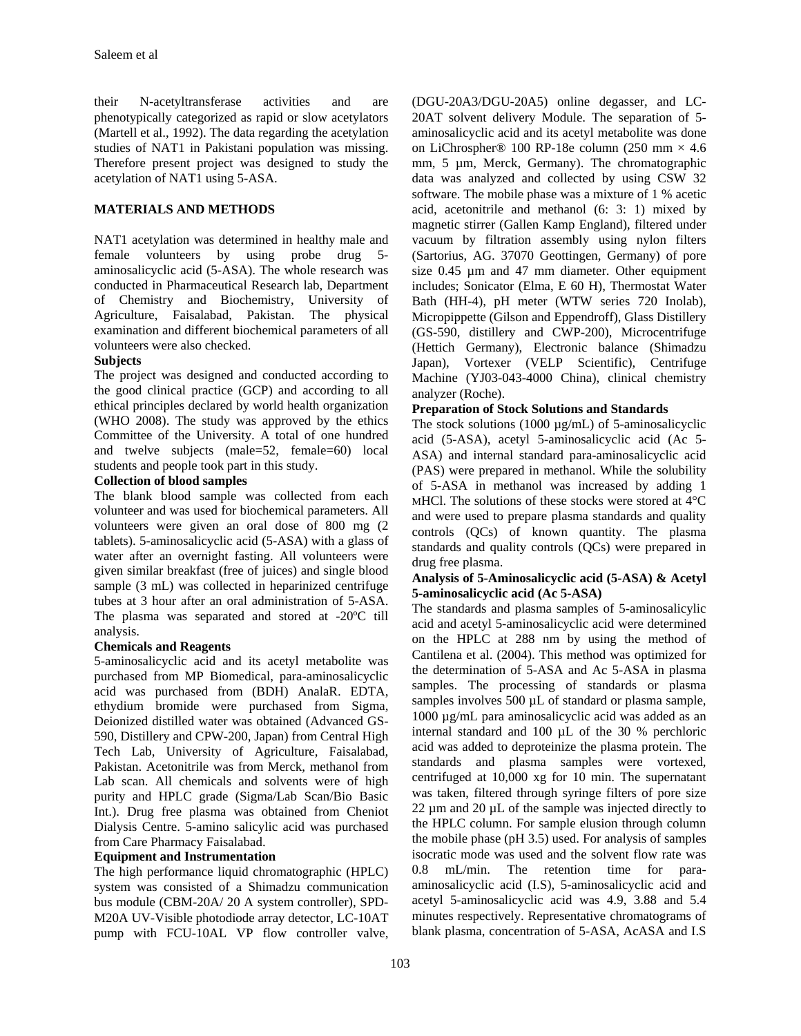their N-acetyltransferase activities and are phenotypically categorized as rapid or slow acetylators (Martell et al., 1992). The data regarding the acetylation studies of NAT1 in Pakistani population was missing. Therefore present project was designed to study the acetylation of NAT1 using 5-ASA.

## MATERIALS AND METHODS

NAT1 acetylation was determined in healthy male and female volunteers by using probe drug 5-aminosalicyclic acid (5-ASA). The whole research was conducted in Pharmaceutical Research lab, Department of Chemistry and Biochemistry, University of Agriculture, Faisalabad, Pakistan. The physical examination and different biochemical parameters of all volunteers were also checked.

### Subjects

The project was designed and conducted according to the good clinical practice (GCP) and according to all ethical principles declared by world health organization (WHO 2008). The study was approved by the ethics Committee of the University. A total of one hundred and twelve subjects (male=52, female=60) local students and people took part in this study.

### Collection of blood samples

The blank blood sample was collected from each volunteer and was used for biochemical parameters. All volunteers were given an oral dose of 800 mg (2 tablets). 5-aminosalicyclic acid (5-ASA) with a glass of water after an overnight fasting. All volunteers were given similar breakfast (free of juices) and single blood sample (3 mL) was collected in heparinized centrifuge tubes at 3 hour after an oral administration of 5-ASA. The plasma was separated and stored at -20ºC till analysis.

### Chemicals and Reagents

5-aminosalicyclic acid and its acetyl metabolite was purchased from MP Biomedical, para-aminosalicyclic acid was purchased from (BDH) AnalaR. EDTA, ethydium bromide were purchased from Sigma, Deionized distilled water was obtained (Advanced GS-590, Distillery and CPW-200, Japan) from Central High Tech Lab, University of Agriculture, Faisalabad, Pakistan. Acetonitrile was from Merck, methanol from Lab scan. All chemicals and solvents were of high purity and HPLC grade (Sigma/Lab Scan/Bio Basic Int.). Drug free plasma was obtained from Cheniot Dialysis Centre. 5-amino salicylic acid was purchased from Care Pharmacy Faisalabad.

### Equipment and Instrumentation

The high performance liquid chromatographic (HPLC) system was consisted of a Shimadzu communication bus module (CBM-20A/ 20 A system controller), SPD-M20A UV-Visible photodiode array detector, LC-10AT pump with FCU-10AL VP flow controller valve, (DGU-20A3/DGU-20A5) online degasser, and LC-20AT solvent delivery Module. The separation of 5-aminosalicyclic acid and its acetyl metabolite was done on LiChrospher® 100 RP-18e column (250 mm × 4.6 mm, 5 µm, Merck, Germany). The chromatographic data was analyzed and collected by using CSW 32 software. The mobile phase was a mixture of 1 % acetic acid, acetonitrile and methanol (6: 3: 1) mixed by magnetic stirrer (Gallen Kamp England), filtered under vacuum by filtration assembly using nylon filters (Sartorius, AG. 37070 Geottingen, Germany) of pore size 0.45 µm and 47 mm diameter. Other equipment includes; Sonicator (Elma, E 60 H), Thermostat Water Bath (HH-4), pH meter (WTW series 720 Inolab), Micropippette (Gilson and Eppendroff), Glass Distillery (GS-590, distillery and CWP-200), Microcentrifuge (Hettich Germany), Electronic balance (Shimadzu Japan), Vortexer (VELP Scientific), Centrifuge Machine (YJ03-043-4000 China), clinical chemistry analyzer (Roche).

### Preparation of Stock Solutions and Standards

The stock solutions (1000 µg/mL) of 5-aminosalicyclic acid (5-ASA), acetyl 5-aminosalicyclic acid (Ac 5-ASA) and internal standard para-aminosalicyclic acid (PAS) were prepared in methanol. While the solubility of 5-ASA in methanol was increased by adding 1 MHCl. The solutions of these stocks were stored at 4°C and were used to prepare plasma standards and quality controls (QCs) of known quantity. The plasma standards and quality controls (QCs) were prepared in drug free plasma.

### Analysis of 5-Aminosalicyclic acid (5-ASA) & Acetyl 5-aminosalicyclic acid (Ac 5-ASA)

The standards and plasma samples of 5-aminosalicylic acid and acetyl 5-aminosalicyclic acid were determined on the HPLC at 288 nm by using the method of Cantilena et al. (2004). This method was optimized for the determination of 5-ASA and Ac 5-ASA in plasma samples. The processing of standards or plasma samples involves 500 µL of standard or plasma sample, 1000 µg/mL para aminosalicyclic acid was added as an internal standard and 100 µL of the 30 % perchloric acid was added to deproteinize the plasma protein. The standards and plasma samples were vortexed, centrifuged at 10,000 xg for 10 min. The supernatant was taken, filtered through syringe filters of pore size 22 µm and 20 µL of the sample was injected directly to the HPLC column. For sample elusion through column the mobile phase (pH 3.5) used. For analysis of samples isocratic mode was used and the solvent flow rate was 0.8 mL/min. The retention time for para-aminosalicyclic acid (I.S), 5-aminosalicyclic acid and acetyl 5-aminosalicyclic acid was 4.9, 3.88 and 5.4 minutes respectively. Representative chromatograms of blank plasma, concentration of 5-ASA, AcASA and I.S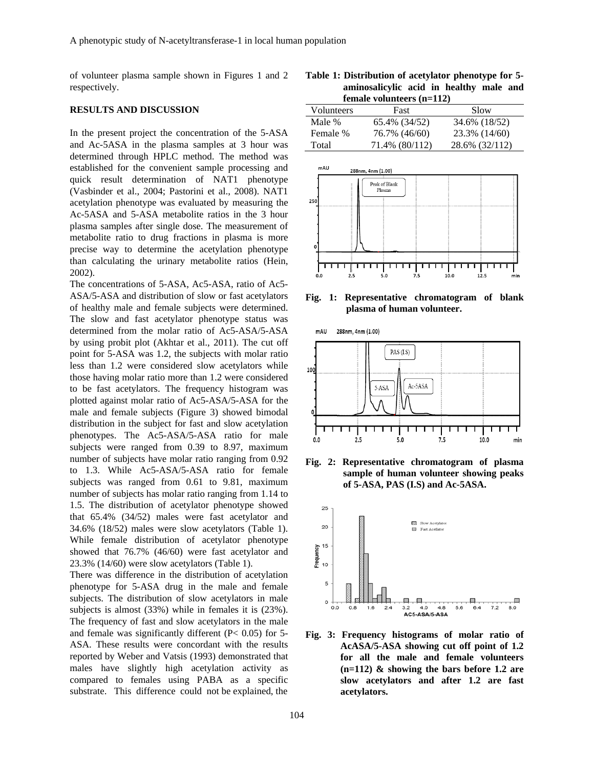of volunteer plasma sample shown in Figures 1 and 2 respectively.

## RESULTS AND DISCUSSION

In the present project the concentration of the 5-ASA and Ac-5ASA in the plasma samples at 3 hour was determined through HPLC method. The method was established for the convenient sample processing and quick result determination of NAT1 phenotype (Vasbinder et al., 2004; Pastorini et al., 2008). NAT1 acetylation phenotype was evaluated by measuring the Ac-5ASA and 5-ASA metabolite ratios in the 3 hour plasma samples after single dose. The measurement of metabolite ratio to drug fractions in plasma is more precise way to determine the acetylation phenotype than calculating the urinary metabolite ratios (Hein, 2002).

The concentrations of 5-ASA, Ac5-ASA, ratio of Ac5-ASA/5-ASA and distribution of slow or fast acetylators of healthy male and female subjects were determined. The slow and fast acetylator phenotype status was determined from the molar ratio of Ac5-ASA/5-ASA by using probit plot (Akhtar et al., 2011). The cut off point for 5-ASA was 1.2, the subjects with molar ratio less than 1.2 were considered slow acetylators while those having molar ratio more than 1.2 were considered to be fast acetylators. The frequency histogram was plotted against molar ratio of Ac5-ASA/5-ASA for the male and female subjects (Figure 3) showed bimodal distribution in the subject for fast and slow acetylation phenotypes. The Ac5-ASA/5-ASA ratio for male subjects were ranged from 0.39 to 8.97, maximum number of subjects have molar ratio ranging from 0.92 to 1.3. While Ac5-ASA/5-ASA ratio for female subjects was ranged from 0.61 to 9.81, maximum number of subjects has molar ratio ranging from 1.14 to 1.5. The distribution of acetylator phenotype showed that 65.4% (34/52) males were fast acetylator and 34.6% (18/52) males were slow acetylators (Table 1). While female distribution of acetylator phenotype showed that 76.7% (46/60) were fast acetylator and 23.3% (14/60) were slow acetylators (Table 1).

There was difference in the distribution of acetylation phenotype for 5-ASA drug in the male and female subjects. The distribution of slow acetylators in male subjects is almost (33%) while in females it is (23%). The frequency of fast and slow acetylators in the male and female was significantly different ($P < 0.05$) for 5-ASA. These results were concordant with the results reported by Weber and Vatsis (1993) demonstrated that males have slightly high acetylation activity as compared to females using PABA as a specific substrate. This difference could not be explained, the

**Table 1: Distribution of acetylator phenotype for 5-aminosalicylic acid in healthy male and female volunteers (n=112)**

| Volunteers | Fast | Slow |
|---|---|---|
| Male % | 65.4% (34/52) | 34.6% (18/52) |
| Female % | 76.7% (46/60) | 23.3% (14/60) |
| Total | 71.4% (80/112) | 28.6% (32/112) |

**Fig. 1: Representative chromatogram of blank plasma of human volunteer.**

**Fig. 2: Representative chromatogram of plasma sample of human volunteer showing peaks of 5-ASA, PAS (I.S) and Ac-5ASA.**

**Fig. 3: Frequency histograms of molar ratio of AcASA/5-ASA showing cut off point of 1.2 for all the male and female volunteers (n=112) & showing the bars before 1.2 are slow acetylators and after 1.2 are fast acetylators.**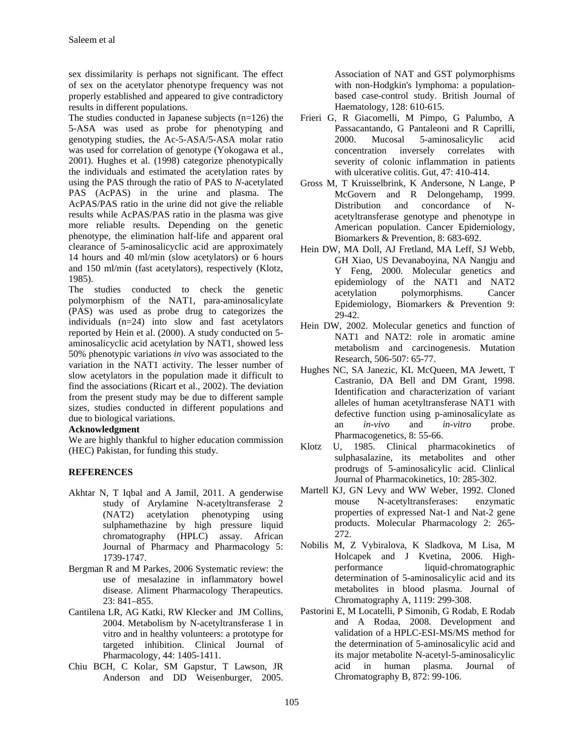sex dissimilarity is perhaps not significant. The effect of sex on the acetylator phenotype frequency was not properly established and appeared to give contradictory results in different populations.

The studies conducted in Japanese subjects (n=126) the 5-ASA was used as probe for phenotyping and genotyping studies, the Ac-5-ASA/5-ASA molar ratio was used for correlation of genotype (Yokogawa et al., 2001). Hughes et al. (1998) categorize phenotypically the individuals and estimated the acetylation rates by using the PAS through the ratio of PAS to *N*-acetylated PAS (AcPAS) in the urine and plasma. The AcPAS/PAS ratio in the urine did not give the reliable results while AcPAS/PAS ratio in the plasma was give more reliable results. Depending on the genetic phenotype, the elimination half-life and apparent oral clearance of 5-aminosalicyclic acid are approximately 14 hours and 40 ml/min (slow acetylators) or 6 hours and 150 ml/min (fast acetylators), respectively (Klotz, 1985).

The studies conducted to check the genetic polymorphism of the NAT1, para-aminosalicylate (PAS) was used as probe drug to categorizes the individuals (n=24) into slow and fast acetylators reported by Hein et al. (2000). A study conducted on 5-aminosalicyclic acid acetylation by NAT1, showed less 50% phenotypic variations *in vivo* was associated to the variation in the NAT1 activity. The lesser number of slow acetylators in the population made it difficult to find the associations (Ricart et al., 2002). The deviation from the present study may be due to different sample sizes, studies conducted in different populations and due to biological variations.

**Acknowledgment**

We are highly thankful to higher education commission (HEC) Pakistan, for funding this study.

## REFERENCES

Akhtar N, T Iqbal and A Jamil, 2011. A genderwise study of Arylamine N-acetyltransferase 2 (NAT2) acetylation phenotyping using sulphamethazine by high pressure liquid chromatography (HPLC) assay. African Journal of Pharmacy and Pharmacology 5: 1739-1747.

Bergman R and M Parkes, 2006 Systematic review: the use of mesalazine in inflammatory bowel disease. Aliment Pharmacology Therapeutics. 23: 841–855.

Cantilena LR, AG Katki, RW Klecker and JM Collins, 2004. Metabolism by N-acetyltransferase 1 in vitro and in healthy volunteers: a prototype for targeted inhibition. Clinical Journal of Pharmacology, 44: 1405-1411.

Chiu BCH, C Kolar, SM Gapstur, T Lawson, JR Anderson and DD Weisenburger, 2005. Association of NAT and GST polymorphisms with non-Hodgkin's lymphoma: a population-based case-control study. British Journal of Haematology, 128: 610-615.

Frieri G, R Giacomelli, M Pimpo, G Palumbo, A Passacantando, G Pantaleoni and R Caprilli, 2000. Mucosal 5-aminosalicylic acid concentration inversely correlates with severity of colonic inflammation in patients with ulcerative colitis. Gut, 47: 410-414.

Gross M, T Kruisselbrink, K Andersone, N Lange, P McGovern and R Delongehamp, 1999. Distribution and concordance of N-acetyltransferase genotype and phenotype in American population. Cancer Epidemiology, Biomarkers & Prevention, 8: 683-692.

Hein DW, MA Doll, AJ Fretland, MA Leff, SJ Webb, GH Xiao, US Devanaboyina, NA Nangju and Y Feng, 2000. Molecular genetics and epidemiology of the NAT1 and NAT2 acetylation polymorphisms. Cancer Epidemiology, Biomarkers & Prevention 9: 29-42.

Hein DW, 2002. Molecular genetics and function of NAT1 and NAT2: role in aromatic amine metabolism and carcinogenesis. Mutation Research, 506-507: 65-77.

Hughes NC, SA Janezic, KL McQueen, MA Jewett, T Castranio, DA Bell and DM Grant, 1998. Identification and characterization of variant alleles of human acetyltransferase NAT1 with defective function using p-aminosalicylate as an *in-vivo* and *in-vitro* probe. Pharmacogenetics, 8: 55-66.

Klotz U, 1985. Clinical pharmacokinetics of sulphasalazine, its metabolites and other prodrugs of 5-aminosalicylic acid. Clinlical Journal of Pharmacokinetics, 10: 285-302.

Martell KJ, GN Levy and WW Weber, 1992. Cloned mouse N-acetyltransferases: enzymatic properties of expressed Nat-1 and Nat-2 gene products. Molecular Pharmacology 2: 265-272.

Nobilis M, Z Vybiralova, K Sladkova, M Lisa, M Holcapek and J Kvetina, 2006. High-performance liquid-chromatographic determination of 5-aminosalicylic acid and its metabolites in blood plasma. Journal of Chromatography A, 1119: 299-308.

Pastorini E, M Locatelli, P Simonib, G Rodab, E Rodab and A Rodaa, 2008. Development and validation of a HPLC-ESI-MS/MS method for the determination of 5-aminosalicylic acid and its major metabolite N-acetyl-5-aminosalicylic acid in human plasma. Journal of Chromatography B, 872: 99-106.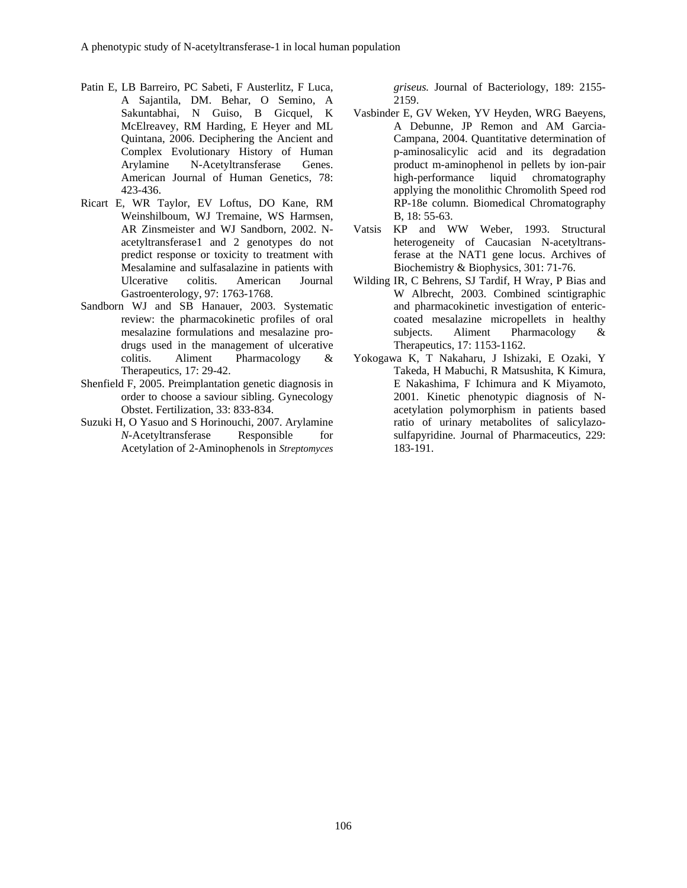Patin E, LB Barreiro, PC Sabeti, F Austerlitz, F Luca, A Sajantila, DM. Behar, O Semino, A Sakuntabhai, N Guiso, B Gicquel, K McElreavey, RM Harding, E Heyer and ML Quintana, 2006. Deciphering the Ancient and Complex Evolutionary History of Human Arylamine N-Acetyltransferase Genes. American Journal of Human Genetics, 78: 423-436.

Ricart E, WR Taylor, EV Loftus, DO Kane, RM Weinshilboum, WJ Tremaine, WS Harmsen, AR Zinsmeister and WJ Sandborn, 2002. N-acetyltransferase1 and 2 genotypes do not predict response or toxicity to treatment with Mesalamine and sulfasalazine in patients with Ulcerative colitis. American Journal Gastroenterology, 97: 1763-1768.

Sandborn WJ and SB Hanauer, 2003. Systematic review: the pharmacokinetic profiles of oral mesalazine formulations and mesalazine pro-drugs used in the management of ulcerative colitis. Aliment Pharmacology & Therapeutics, 17: 29-42.

Shenfield F, 2005. Preimplantation genetic diagnosis in order to choose a saviour sibling. Gynecology Obstet. Fertilization, 33: 833-834.

Suzuki H, O Yasuo and S Horinouchi, 2007. Arylamine *N*-Acetyltransferase Responsible for Acetylation of 2-Aminophenols in *Streptomyces griseus.* Journal of Bacteriology, 189: 2155-2159.

Vasbinder E, GV Weken, YV Heyden, WRG Baeyens, A Debunne, JP Remon and AM Garcia-Campana, 2004. Quantitative determination of p-aminosalicylic acid and its degradation product m-aminophenol in pellets by ion-pair high-performance liquid chromatography applying the monolithic Chromolith Speed rod RP-18e column. Biomedical Chromatography B, 18: 55-63.

Vatsis KP and WW Weber, 1993. Structural heterogeneity of Caucasian N-acetyltransferase at the NAT1 gene locus. Archives of Biochemistry & Biophysics, 301: 71-76.

Wilding IR, C Behrens, SJ Tardif, H Wray, P Bias and W Albrecht, 2003. Combined scintigraphic and pharmacokinetic investigation of enteric-coated mesalazine micropellets in healthy subjects. Aliment Pharmacology & Therapeutics, 17: 1153-1162.

Yokogawa K, T Nakaharu, J Ishizaki, E Ozaki, Y Takeda, H Mabuchi, R Matsushita, K Kimura, E Nakashima, F Ichimura and K Miyamoto, 2001. Kinetic phenotypic diagnosis of N-acetylation polymorphism in patients based ratio of urinary metabolites of salicylazo-sulfapyridine. Journal of Pharmaceutics, 229: 183-191.